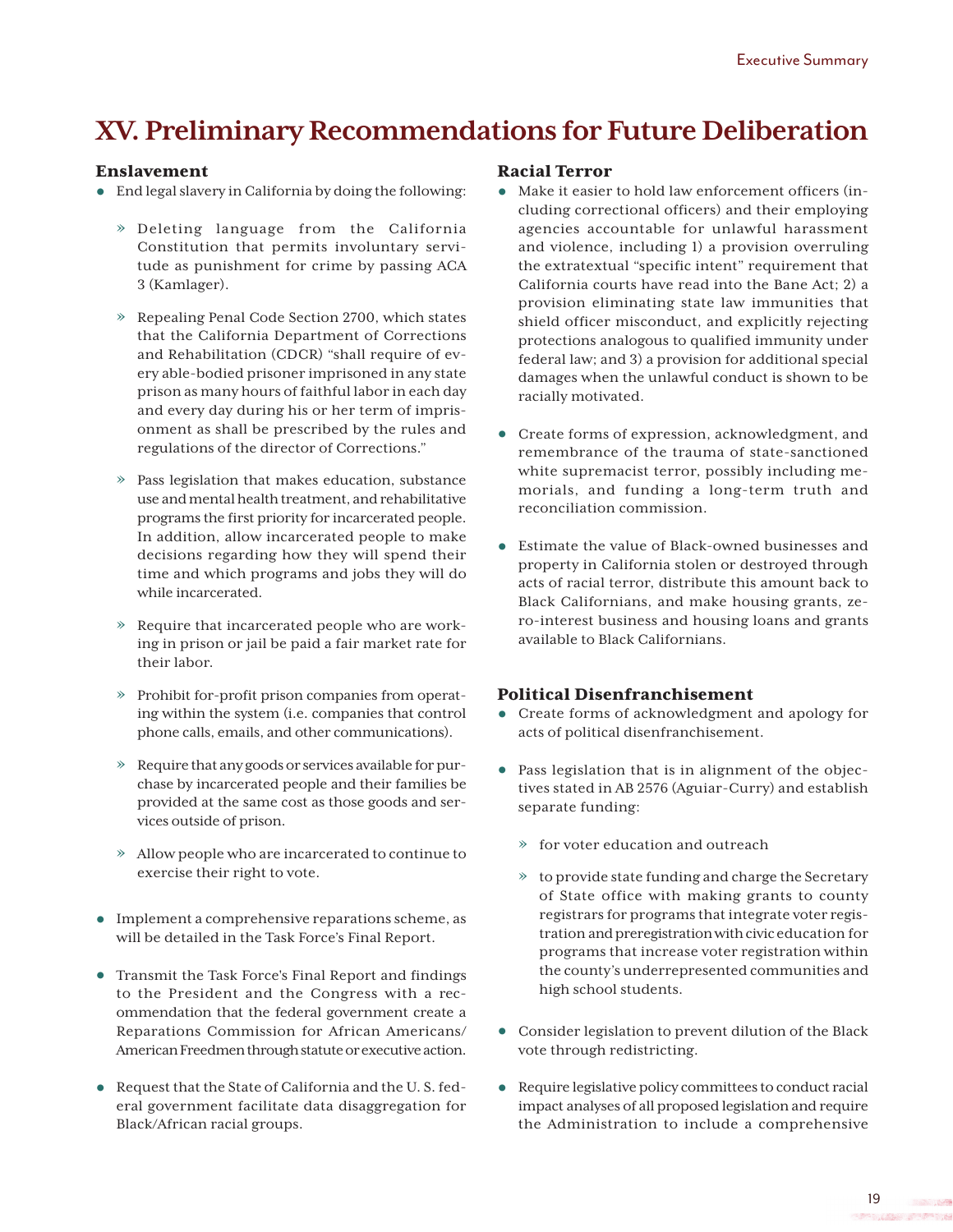# XV. Preliminary Recommendations for Future Deliberation

### Enslavement

- End legal slavery in California by doing the following:
  - Deleting language from the California Constitution that permits involuntary servitude as punishment for crime by passing ACA 3 (Kamlager).
  - Repealing Penal Code Section 2700, which states that the California Department of Corrections and Rehabilitation (CDCR) "shall require of every able-bodied prisoner imprisoned in any state prison as many hours of faithful labor in each day and every day during his or her term of imprisonment as shall be prescribed by the rules and regulations of the director of Corrections."
  - Pass legislation that makes education, substance use and mental health treatment, and rehabilitative programs the first priority for incarcerated people. In addition, allow incarcerated people to make decisions regarding how they will spend their time and which programs and jobs they will do while incarcerated.
  - Require that incarcerated people who are working in prison or jail be paid a fair market rate for their labor.
  - Prohibit for-profit prison companies from operating within the system (i.e. companies that control phone calls, emails, and other communications).
  - Require that any goods or services available for purchase by incarcerated people and their families be provided at the same cost as those goods and services outside of prison.
  - Allow people who are incarcerated to continue to exercise their right to vote.
- Implement a comprehensive reparations scheme, as will be detailed in the Task Force's Final Report.
- Transmit the Task Force's Final Report and findings to the President and the Congress with a recommendation that the federal government create a Reparations Commission for African Americans/American Freedmen through statute or executive action.
- Request that the State of California and the U. S. federal government facilitate data disaggregation for Black/African racial groups.

### Racial Terror

- Make it easier to hold law enforcement officers (including correctional officers) and their employing agencies accountable for unlawful harassment and violence, including 1) a provision overruling the extratextual "specific intent" requirement that California courts have read into the Bane Act; 2) a provision eliminating state law immunities that shield officer misconduct, and explicitly rejecting protections analogous to qualified immunity under federal law; and 3) a provision for additional special damages when the unlawful conduct is shown to be racially motivated.
- Create forms of expression, acknowledgment, and remembrance of the trauma of state-sanctioned white supremacist terror, possibly including memorials, and funding a long-term truth and reconciliation commission.
- Estimate the value of Black-owned businesses and property in California stolen or destroyed through acts of racial terror, distribute this amount back to Black Californians, and make housing grants, zero-interest business and housing loans and grants available to Black Californians.

### Political Disenfranchisement

- Create forms of acknowledgment and apology for acts of political disenfranchisement.
- Pass legislation that is in alignment of the objectives stated in AB 2576 (Aguiar-Curry) and establish separate funding:
  - for voter education and outreach
  - to provide state funding and charge the Secretary of State office with making grants to county registrars for programs that integrate voter registration and preregistration with civic education for programs that increase voter registration within the county's underrepresented communities and high school students.
- Consider legislation to prevent dilution of the Black vote through redistricting.
- Require legislative policy committees to conduct racial impact analyses of all proposed legislation and require the Administration to include a comprehensive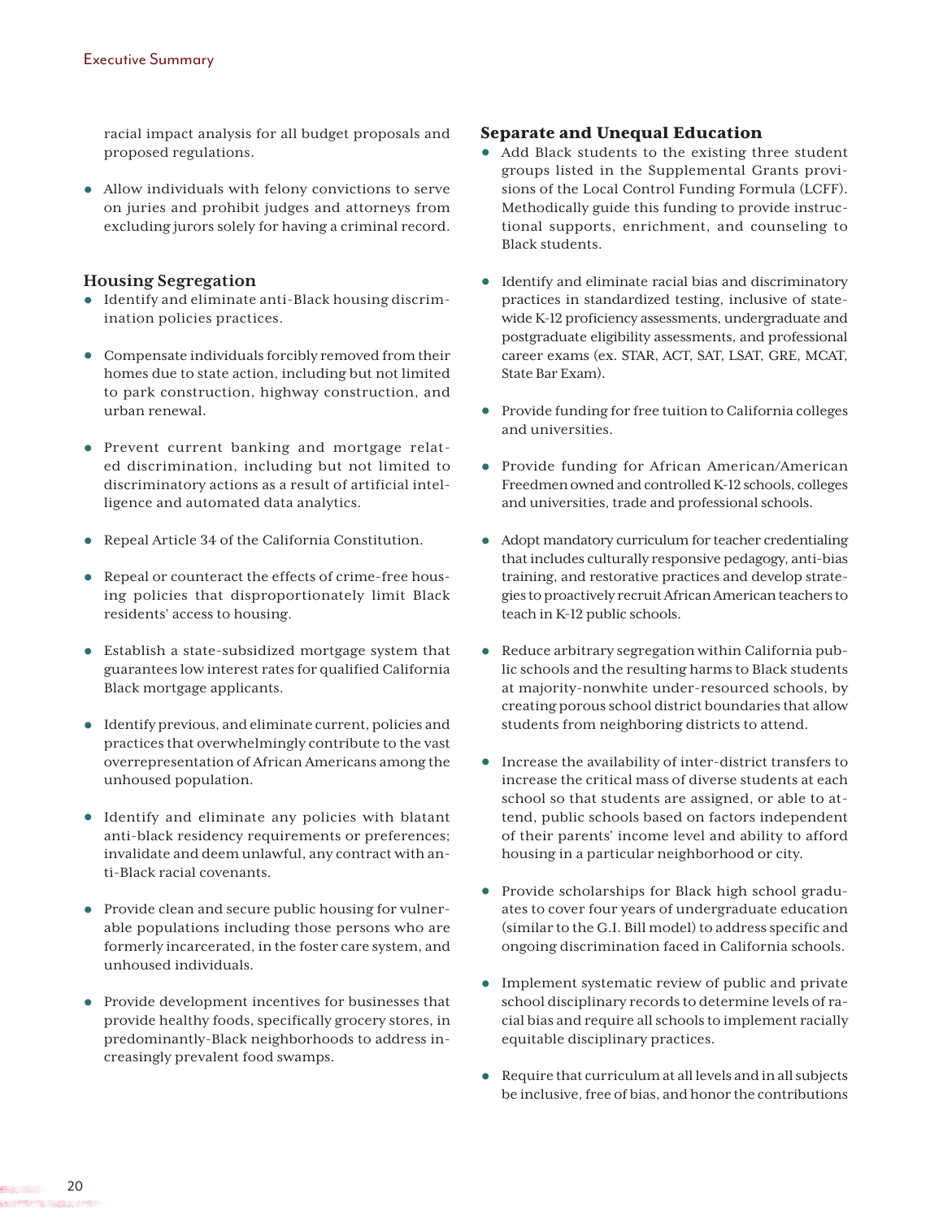racial impact analysis for all budget proposals and proposed regulations.

- Allow individuals with felony convictions to serve on juries and prohibit judges and attorneys from excluding jurors solely for having a criminal record.

### Housing Segregation

- Identify and eliminate anti-Black housing discrimination policies practices.
- Compensate individuals forcibly removed from their homes due to state action, including but not limited to park construction, highway construction, and urban renewal.
- Prevent current banking and mortgage related discrimination, including but not limited to discriminatory actions as a result of artificial intelligence and automated data analytics.
- Repeal Article 34 of the California Constitution.
- Repeal or counteract the effects of crime-free housing policies that disproportionately limit Black residents' access to housing.
- Establish a state-subsidized mortgage system that guarantees low interest rates for qualified California Black mortgage applicants.
- Identify previous, and eliminate current, policies and practices that overwhelmingly contribute to the vast overrepresentation of African Americans among the unhoused population.
- Identify and eliminate any policies with blatant anti-black residency requirements or preferences; invalidate and deem unlawful, any contract with anti-Black racial covenants.
- Provide clean and secure public housing for vulnerable populations including those persons who are formerly incarcerated, in the foster care system, and unhoused individuals.
- Provide development incentives for businesses that provide healthy foods, specifically grocery stores, in predominantly-Black neighborhoods to address increasingly prevalent food swamps.

### Separate and Unequal Education

- Add Black students to the existing three student groups listed in the Supplemental Grants provisions of the Local Control Funding Formula (LCFF). Methodically guide this funding to provide instructional supports, enrichment, and counseling to Black students.
- Identify and eliminate racial bias and discriminatory practices in standardized testing, inclusive of statewide K-12 proficiency assessments, undergraduate and postgraduate eligibility assessments, and professional career exams (ex. STAR, ACT, SAT, LSAT, GRE, MCAT, State Bar Exam).
- Provide funding for free tuition to California colleges and universities.
- Provide funding for African American/American Freedmen owned and controlled K-12 schools, colleges and universities, trade and professional schools.
- Adopt mandatory curriculum for teacher credentialing that includes culturally responsive pedagogy, anti-bias training, and restorative practices and develop strategies to proactively recruit African American teachers to teach in K-12 public schools.
- Reduce arbitrary segregation within California public schools and the resulting harms to Black students at majority-nonwhite under-resourced schools, by creating porous school district boundaries that allow students from neighboring districts to attend.
- Increase the availability of inter-district transfers to increase the critical mass of diverse students at each school so that students are assigned, or able to attend, public schools based on factors independent of their parents' income level and ability to afford housing in a particular neighborhood or city.
- Provide scholarships for Black high school graduates to cover four years of undergraduate education (similar to the G.I. Bill model) to address specific and ongoing discrimination faced in California schools.
- Implement systematic review of public and private school disciplinary records to determine levels of racial bias and require all schools to implement racially equitable disciplinary practices.
- Require that curriculum at all levels and in all subjects be inclusive, free of bias, and honor the contributions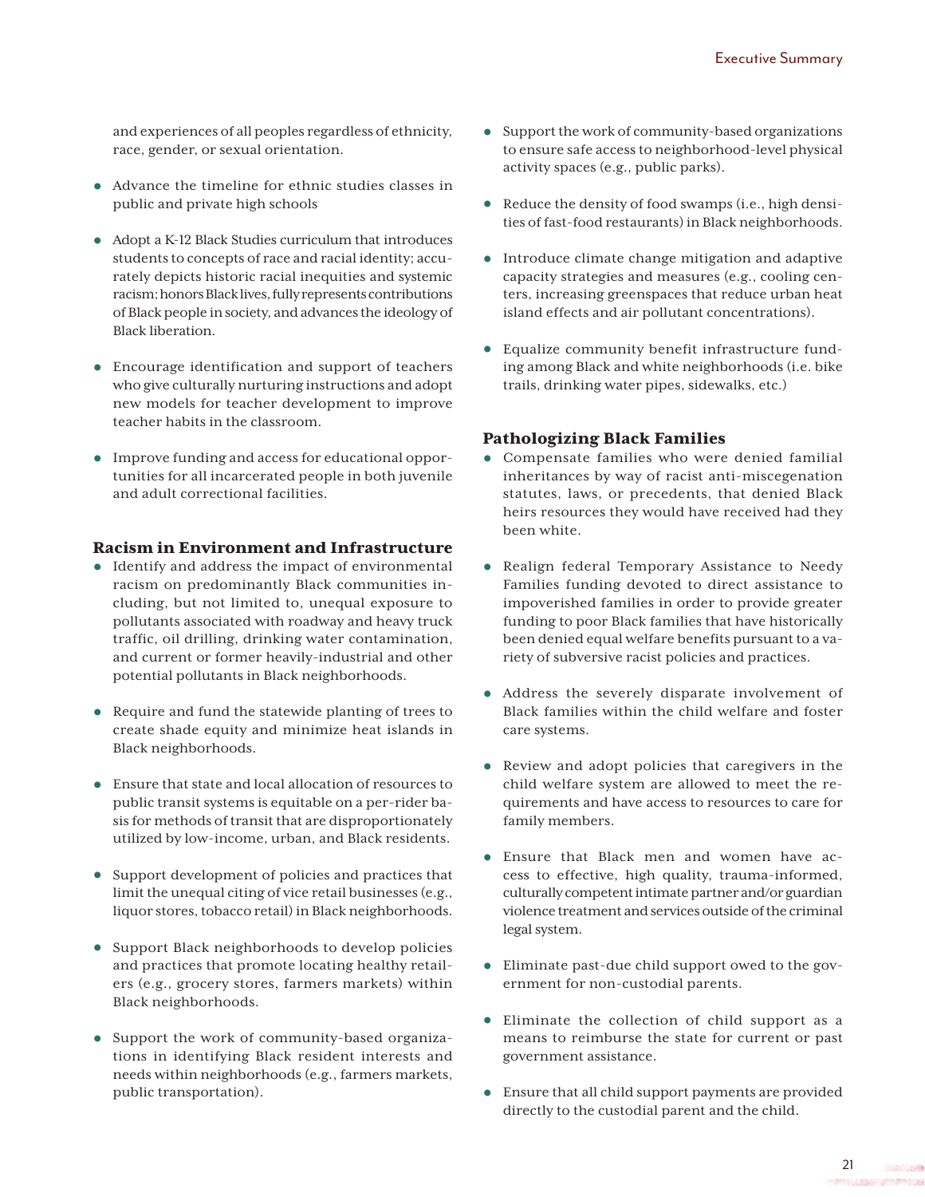and experiences of all peoples regardless of ethnicity, race, gender, or sexual orientation.

- Advance the timeline for ethnic studies classes in public and private high schools
- Adopt a K-12 Black Studies curriculum that introduces students to concepts of race and racial identity; accurately depicts historic racial inequities and systemic racism; honors Black lives, fully represents contributions of Black people in society, and advances the ideology of Black liberation.
- Encourage identification and support of teachers who give culturally nurturing instructions and adopt new models for teacher development to improve teacher habits in the classroom.
- Improve funding and access for educational opportunities for all incarcerated people in both juvenile and adult correctional facilities.

### Racism in Environment and Infrastructure

- Identify and address the impact of environmental racism on predominantly Black communities including, but not limited to, unequal exposure to pollutants associated with roadway and heavy truck traffic, oil drilling, drinking water contamination, and current or former heavily-industrial and other potential pollutants in Black neighborhoods.
- Require and fund the statewide planting of trees to create shade equity and minimize heat islands in Black neighborhoods.
- Ensure that state and local allocation of resources to public transit systems is equitable on a per-rider basis for methods of transit that are disproportionately utilized by low-income, urban, and Black residents.
- Support development of policies and practices that limit the unequal citing of vice retail businesses (e.g., liquor stores, tobacco retail) in Black neighborhoods.
- Support Black neighborhoods to develop policies and practices that promote locating healthy retailers (e.g., grocery stores, farmers markets) within Black neighborhoods.
- Support the work of community-based organizations in identifying Black resident interests and needs within neighborhoods (e.g., farmers markets, public transportation).
- Support the work of community-based organizations to ensure safe access to neighborhood-level physical activity spaces (e.g., public parks).
- Reduce the density of food swamps (i.e., high densities of fast-food restaurants) in Black neighborhoods.
- Introduce climate change mitigation and adaptive capacity strategies and measures (e.g., cooling centers, increasing greenspaces that reduce urban heat island effects and air pollutant concentrations).
- Equalize community benefit infrastructure funding among Black and white neighborhoods (i.e. bike trails, drinking water pipes, sidewalks, etc.)

### Pathologizing Black Families

- Compensate families who were denied familial inheritances by way of racist anti-miscegenation statutes, laws, or precedents, that denied Black heirs resources they would have received had they been white.
- Realign federal Temporary Assistance to Needy Families funding devoted to direct assistance to impoverished families in order to provide greater funding to poor Black families that have historically been denied equal welfare benefits pursuant to a variety of subversive racist policies and practices.
- Address the severely disparate involvement of Black families within the child welfare and foster care systems.
- Review and adopt policies that caregivers in the child welfare system are allowed to meet the requirements and have access to resources to care for family members.
- Ensure that Black men and women have access to effective, high quality, trauma-informed, culturally competent intimate partner and/or guardian violence treatment and services outside of the criminal legal system.
- Eliminate past-due child support owed to the government for non-custodial parents.
- Eliminate the collection of child support as a means to reimburse the state for current or past government assistance.
- Ensure that all child support payments are provided directly to the custodial parent and the child.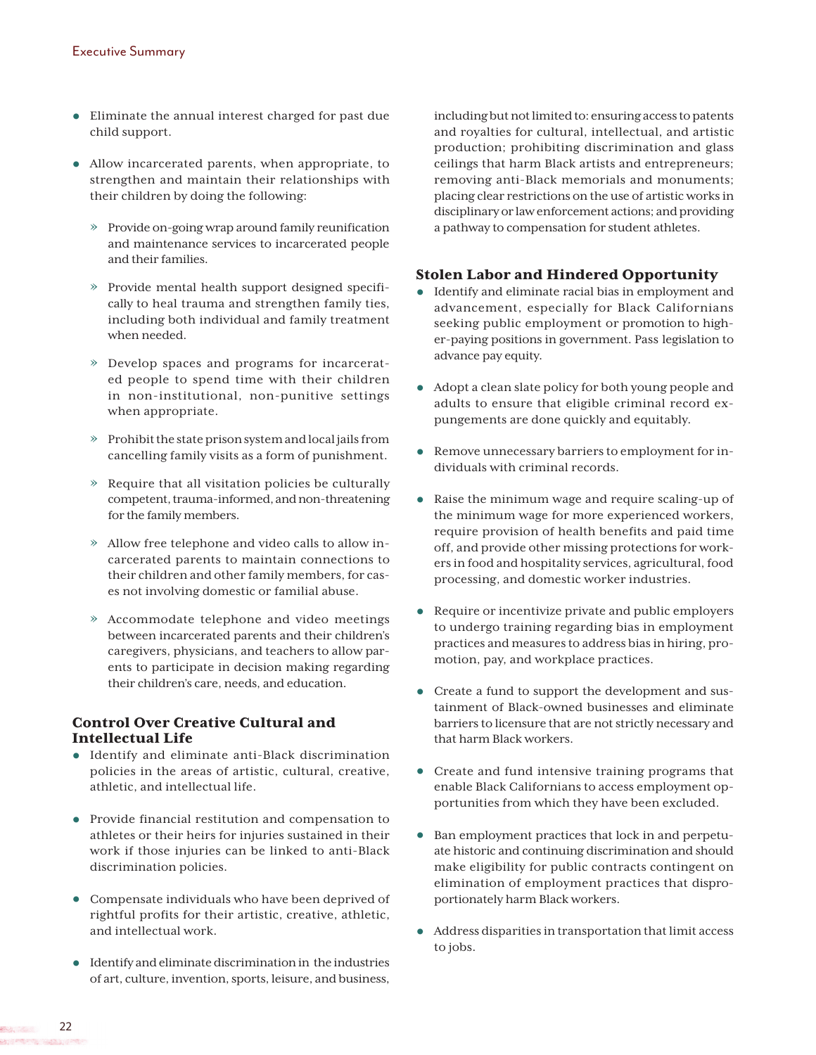- Eliminate the annual interest charged for past due child support.
- Allow incarcerated parents, when appropriate, to strengthen and maintain their relationships with their children by doing the following:
  - Provide on-going wrap around family reunification and maintenance services to incarcerated people and their families.
  - Provide mental health support designed specifically to heal trauma and strengthen family ties, including both individual and family treatment when needed.
  - Develop spaces and programs for incarcerated people to spend time with their children in non-institutional, non-punitive settings when appropriate.
  - Prohibit the state prison system and local jails from cancelling family visits as a form of punishment.
  - Require that all visitation policies be culturally competent, trauma-informed, and non-threatening for the family members.
  - Allow free telephone and video calls to allow incarcerated parents to maintain connections to their children and other family members, for cases not involving domestic or familial abuse.
  - Accommodate telephone and video meetings between incarcerated parents and their children's caregivers, physicians, and teachers to allow parents to participate in decision making regarding their children's care, needs, and education.

### Control Over Creative Cultural and Intellectual Life

- Identify and eliminate anti-Black discrimination policies in the areas of artistic, cultural, creative, athletic, and intellectual life.
- Provide financial restitution and compensation to athletes or their heirs for injuries sustained in their work if those injuries can be linked to anti-Black discrimination policies.
- Compensate individuals who have been deprived of rightful profits for their artistic, creative, athletic, and intellectual work.
- Identify and eliminate discrimination in the industries of art, culture, invention, sports, leisure, and business, including but not limited to: ensuring access to patents and royalties for cultural, intellectual, and artistic production; prohibiting discrimination and glass ceilings that harm Black artists and entrepreneurs; removing anti-Black memorials and monuments; placing clear restrictions on the use of artistic works in disciplinary or law enforcement actions; and providing a pathway to compensation for student athletes.

### Stolen Labor and Hindered Opportunity

- Identify and eliminate racial bias in employment and advancement, especially for Black Californians seeking public employment or promotion to higher-paying positions in government. Pass legislation to advance pay equity.
- Adopt a clean slate policy for both young people and adults to ensure that eligible criminal record expungements are done quickly and equitably.
- Remove unnecessary barriers to employment for individuals with criminal records.
- Raise the minimum wage and require scaling-up of the minimum wage for more experienced workers, require provision of health benefits and paid time off, and provide other missing protections for workers in food and hospitality services, agricultural, food processing, and domestic worker industries.
- Require or incentivize private and public employers to undergo training regarding bias in employment practices and measures to address bias in hiring, promotion, pay, and workplace practices.
- Create a fund to support the development and sustainment of Black-owned businesses and eliminate barriers to licensure that are not strictly necessary and that harm Black workers.
- Create and fund intensive training programs that enable Black Californians to access employment opportunities from which they have been excluded.
- Ban employment practices that lock in and perpetuate historic and continuing discrimination and should make eligibility for public contracts contingent on elimination of employment practices that disproportionately harm Black workers.
- Address disparities in transportation that limit access to jobs.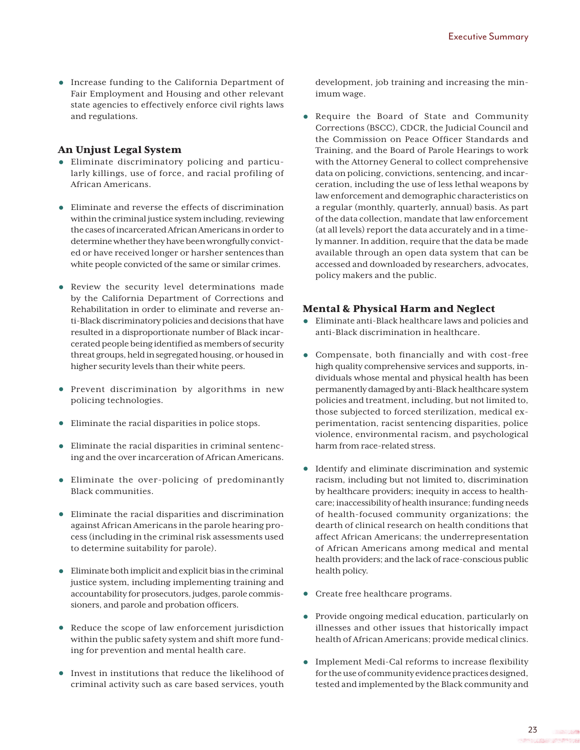- Increase funding to the California Department of Fair Employment and Housing and other relevant state agencies to effectively enforce civil rights laws and regulations.

## An Unjust Legal System

- Eliminate discriminatory policing and particularly killings, use of force, and racial profiling of African Americans.

- Eliminate and reverse the effects of discrimination within the criminal justice system including, reviewing the cases of incarcerated African Americans in order to determine whether they have been wrongfully convicted or have received longer or harsher sentences than white people convicted of the same or similar crimes.

- Review the security level determinations made by the California Department of Corrections and Rehabilitation in order to eliminate and reverse anti-Black discriminatory policies and decisions that have resulted in a disproportionate number of Black incarcerated people being identified as members of security threat groups, held in segregated housing, or housed in higher security levels than their white peers.

- Prevent discrimination by algorithms in new policing technologies.

- Eliminate the racial disparities in police stops.

- Eliminate the racial disparities in criminal sentencing and the over incarceration of African Americans.

- Eliminate the over-policing of predominantly Black communities.

- Eliminate the racial disparities and discrimination against African Americans in the parole hearing process (including in the criminal risk assessments used to determine suitability for parole).

- Eliminate both implicit and explicit bias in the criminal justice system, including implementing training and accountability for prosecutors, judges, parole commissioners, and parole and probation officers.

- Reduce the scope of law enforcement jurisdiction within the public safety system and shift more funding for prevention and mental health care.

- Invest in institutions that reduce the likelihood of criminal activity such as care based services, youth development, job training and increasing the minimum wage.

- Require the Board of State and Community Corrections (BSCC), CDCR, the Judicial Council and the Commission on Peace Officer Standards and Training, and the Board of Parole Hearings to work with the Attorney General to collect comprehensive data on policing, convictions, sentencing, and incarceration, including the use of less lethal weapons by law enforcement and demographic characteristics on a regular (monthly, quarterly, annual) basis. As part of the data collection, mandate that law enforcement (at all levels) report the data accurately and in a timely manner. In addition, require that the data be made available through an open data system that can be accessed and downloaded by researchers, advocates, policy makers and the public.

## Mental & Physical Harm and Neglect

- Eliminate anti-Black healthcare laws and policies and anti-Black discrimination in healthcare.

- Compensate, both financially and with cost-free high quality comprehensive services and supports, individuals whose mental and physical health has been permanently damaged by anti-Black healthcare system policies and treatment, including, but not limited to, those subjected to forced sterilization, medical experimentation, racist sentencing disparities, police violence, environmental racism, and psychological harm from race-related stress.

- Identify and eliminate discrimination and systemic racism, including but not limited to, discrimination by healthcare providers; inequity in access to healthcare; inaccessibility of health insurance; funding needs of health-focused community organizations; the dearth of clinical research on health conditions that affect African Americans; the underrepresentation of African Americans among medical and mental health providers; and the lack of race-conscious public health policy.

- Create free healthcare programs.

- Provide ongoing medical education, particularly on illnesses and other issues that historically impact health of African Americans; provide medical clinics.

- Implement Medi-Cal reforms to increase flexibility for the use of community evidence practices designed, tested and implemented by the Black community and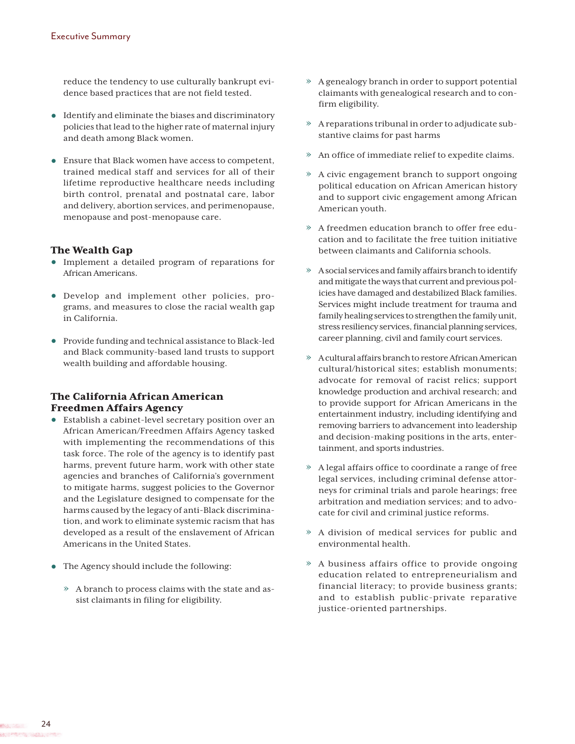reduce the tendency to use culturally bankrupt evidence based practices that are not field tested.

- Identify and eliminate the biases and discriminatory policies that lead to the higher rate of maternal injury and death among Black women.

- Ensure that Black women have access to competent, trained medical staff and services for all of their lifetime reproductive healthcare needs including birth control, prenatal and postnatal care, labor and delivery, abortion services, and perimenopause, menopause and post-menopause care.

### The Wealth Gap

- Implement a detailed program of reparations for African Americans.

- Develop and implement other policies, programs, and measures to close the racial wealth gap in California.

- Provide funding and technical assistance to Black-led and Black community-based land trusts to support wealth building and affordable housing.

### The California African American Freedmen Affairs Agency

- Establish a cabinet-level secretary position over an African American/Freedmen Affairs Agency tasked with implementing the recommendations of this task force. The role of the agency is to identify past harms, prevent future harm, work with other state agencies and branches of California's government to mitigate harms, suggest policies to the Governor and the Legislature designed to compensate for the harms caused by the legacy of anti-Black discrimination, and work to eliminate systemic racism that has developed as a result of the enslavement of African Americans in the United States.

- The Agency should include the following:

  - A branch to process claims with the state and assist claimants in filing for eligibility.
  - A genealogy branch in order to support potential claimants with genealogical research and to confirm eligibility.
  - A reparations tribunal in order to adjudicate substantive claims for past harms
  - An office of immediate relief to expedite claims.
  - A civic engagement branch to support ongoing political education on African American history and to support civic engagement among African American youth.
  - A freedmen education branch to offer free education and to facilitate the free tuition initiative between claimants and California schools.
  - A social services and family affairs branch to identify and mitigate the ways that current and previous policies have damaged and destabilized Black families. Services might include treatment for trauma and family healing services to strengthen the family unit, stress resiliency services, financial planning services, career planning, civil and family court services.
  - A cultural affairs branch to restore African American cultural/historical sites; establish monuments; advocate for removal of racist relics; support knowledge production and archival research; and to provide support for African Americans in the entertainment industry, including identifying and removing barriers to advancement into leadership and decision-making positions in the arts, entertainment, and sports industries.
  - A legal affairs office to coordinate a range of free legal services, including criminal defense attorneys for criminal trials and parole hearings; free arbitration and mediation services; and to advocate for civil and criminal justice reforms.
  - A division of medical services for public and environmental health.
  - A business affairs office to provide ongoing education related to entrepreneurialism and financial literacy; to provide business grants; and to establish public-private reparative justice-oriented partnerships.